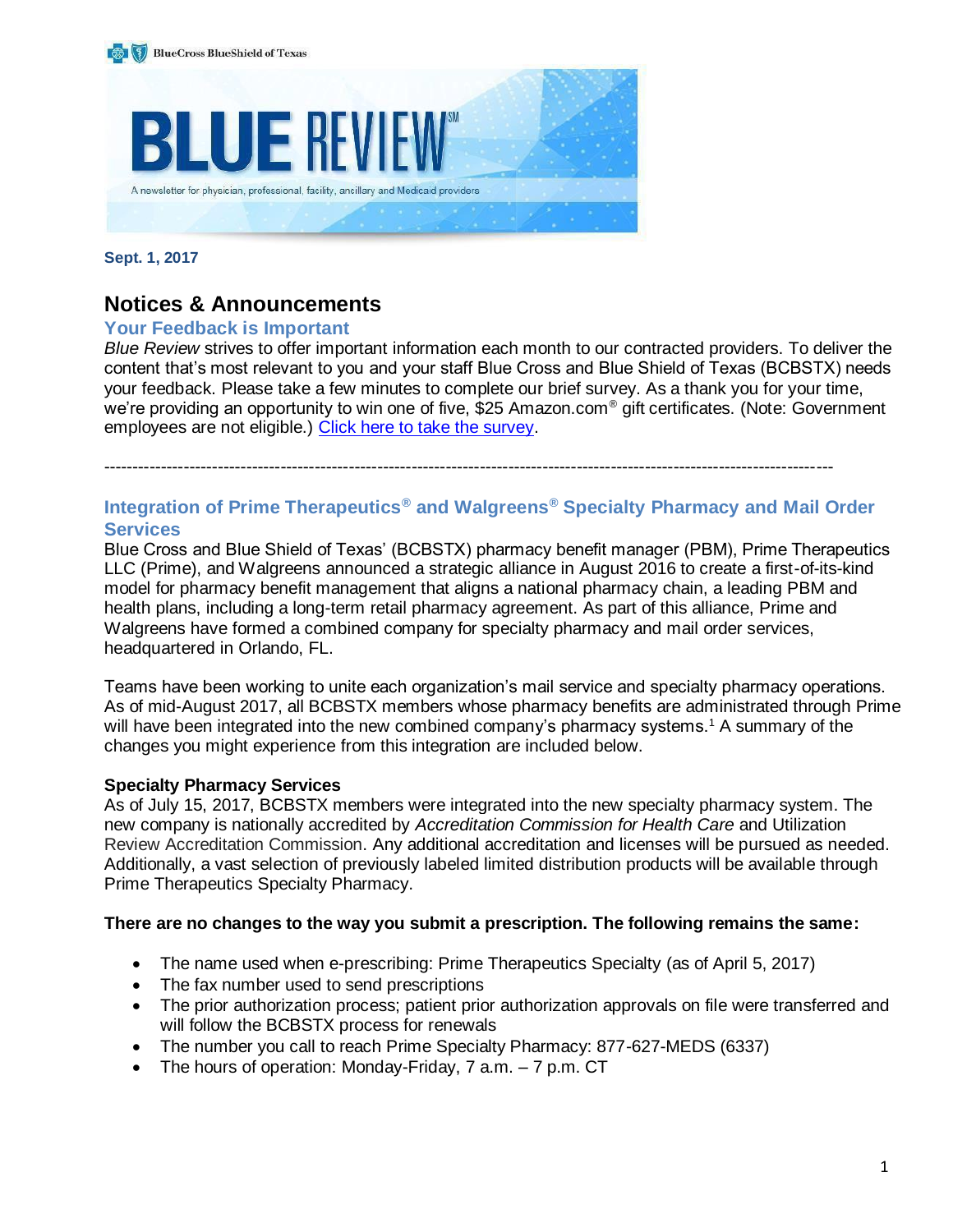BlueCross BlueShield of Texas

# BLUE REVIEW℠

A newsletter for physician, professional, facility, ancillary and Medicaid providers

**Sept. 1, 2017**

## Notices & Announcements

### Your Feedback is Important

*Blue Review* strives to offer important information each month to our contracted providers. To deliver the content that's most relevant to you and your staff Blue Cross and Blue Shield of Texas (BCBSTX) needs your feedback. Please take a few minutes to complete our brief survey. As a thank you for your time, we're providing an opportunity to win one of five, $25 Amazon.com® gift certificates. (Note: Government employees are not eligible.) Click here to take the survey.

---

### Integration of Prime Therapeutics® and Walgreens® Specialty Pharmacy and Mail Order Services

Blue Cross and Blue Shield of Texas' (BCBSTX) pharmacy benefit manager (PBM), Prime Therapeutics LLC (Prime), and Walgreens announced a strategic alliance in August 2016 to create a first-of-its-kind model for pharmacy benefit management that aligns a national pharmacy chain, a leading PBM and health plans, including a long-term retail pharmacy agreement. As part of this alliance, Prime and Walgreens have formed a combined company for specialty pharmacy and mail order services, headquartered in Orlando, FL.

Teams have been working to unite each organization's mail service and specialty pharmacy operations. As of mid-August 2017, all BCBSTX members whose pharmacy benefits are administrated through Prime will have been integrated into the new combined company's pharmacy systems.[1] A summary of the changes you might experience from this integration are included below.

**Specialty Pharmacy Services**

As of July 15, 2017, BCBSTX members were integrated into the new specialty pharmacy system. The new company is nationally accredited by *Accreditation Commission for Health Care* and Utilization Review Accreditation Commission. Any additional accreditation and licenses will be pursued as needed. Additionally, a vast selection of previously labeled limited distribution products will be available through Prime Therapeutics Specialty Pharmacy.

**There are no changes to the way you submit a prescription. The following remains the same:**

- The name used when e-prescribing: Prime Therapeutics Specialty (as of April 5, 2017)
- The fax number used to send prescriptions
- The prior authorization process; patient prior authorization approvals on file were transferred and will follow the BCBSTX process for renewals
- The number you call to reach Prime Specialty Pharmacy: 877-627-MEDS (6337)
- The hours of operation: Monday-Friday, 7 a.m. – 7 p.m. CT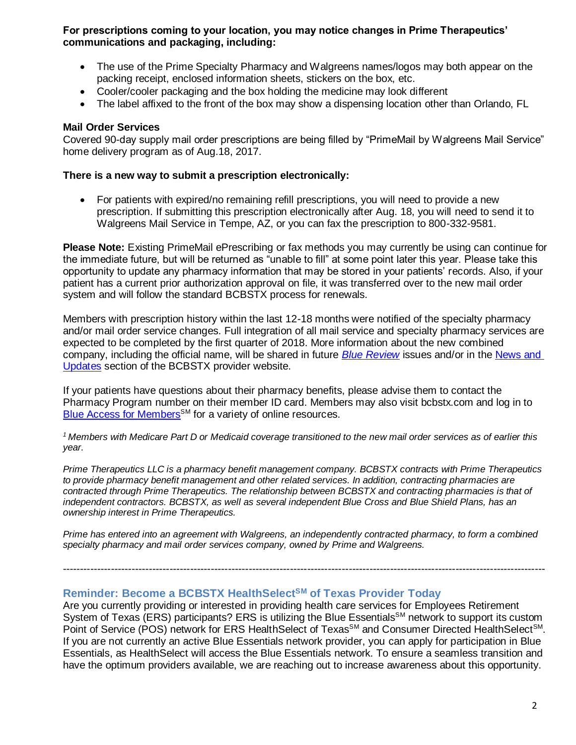**For prescriptions coming to your location, you may notice changes in Prime Therapeutics' communications and packaging, including:**

- The use of the Prime Specialty Pharmacy and Walgreens names/logos may both appear on the packing receipt, enclosed information sheets, stickers on the box, etc.
- Cooler/cooler packaging and the box holding the medicine may look different
- The label affixed to the front of the box may show a dispensing location other than Orlando, FL

**Mail Order Services**
Covered 90-day supply mail order prescriptions are being filled by "PrimeMail by Walgreens Mail Service" home delivery program as of Aug.18, 2017.

**There is a new way to submit a prescription electronically:**

- For patients with expired/no remaining refill prescriptions, you will need to provide a new prescription. If submitting this prescription electronically after Aug. 18, you will need to send it to Walgreens Mail Service in Tempe, AZ, or you can fax the prescription to 800-332-9581.

**Please Note:** Existing PrimeMail ePrescribing or fax methods you may currently be using can continue for the immediate future, but will be returned as "unable to fill" at some point later this year. Please take this opportunity to update any pharmacy information that may be stored in your patients' records. Also, if your patient has a current prior authorization approval on file, it was transferred over to the new mail order system and will follow the standard BCBSTX process for renewals.

Members with prescription history within the last 12-18 months were notified of the specialty pharmacy and/or mail order service changes. Full integration of all mail service and specialty pharmacy services are expected to be completed by the first quarter of 2018. More information about the new combined company, including the official name, will be shared in future *Blue Review* issues and/or in the News and Updates section of the BCBSTX provider website.

If your patients have questions about their pharmacy benefits, please advise them to contact the Pharmacy Program number on their member ID card. Members may also visit bcbstx.com and log in to Blue Access for Members[SM] for a variety of online resources.

*[1] Members with Medicare Part D or Medicaid coverage transitioned to the new mail order services as of earlier this year.*

*Prime Therapeutics LLC is a pharmacy benefit management company. BCBSTX contracts with Prime Therapeutics to provide pharmacy benefit management and other related services. In addition, contracting pharmacies are contracted through Prime Therapeutics. The relationship between BCBSTX and contracting pharmacies is that of independent contractors. BCBSTX, as well as several independent Blue Cross and Blue Shield Plans, has an ownership interest in Prime Therapeutics.*

*Prime has entered into an agreement with Walgreens, an independently contracted pharmacy, to form a combined specialty pharmacy and mail order services company, owned by Prime and Walgreens.*

---

## Reminder: Become a BCBSTX HealthSelect[SM] of Texas Provider Today

Are you currently providing or interested in providing health care services for Employees Retirement System of Texas (ERS) participants? ERS is utilizing the Blue Essentials[SM] network to support its custom Point of Service (POS) network for ERS HealthSelect of Texas[SM] and Consumer Directed HealthSelect[SM]. If you are not currently an active Blue Essentials network provider, you can apply for participation in Blue Essentials, as HealthSelect will access the Blue Essentials network. To ensure a seamless transition and have the optimum providers available, we are reaching out to increase awareness about this opportunity.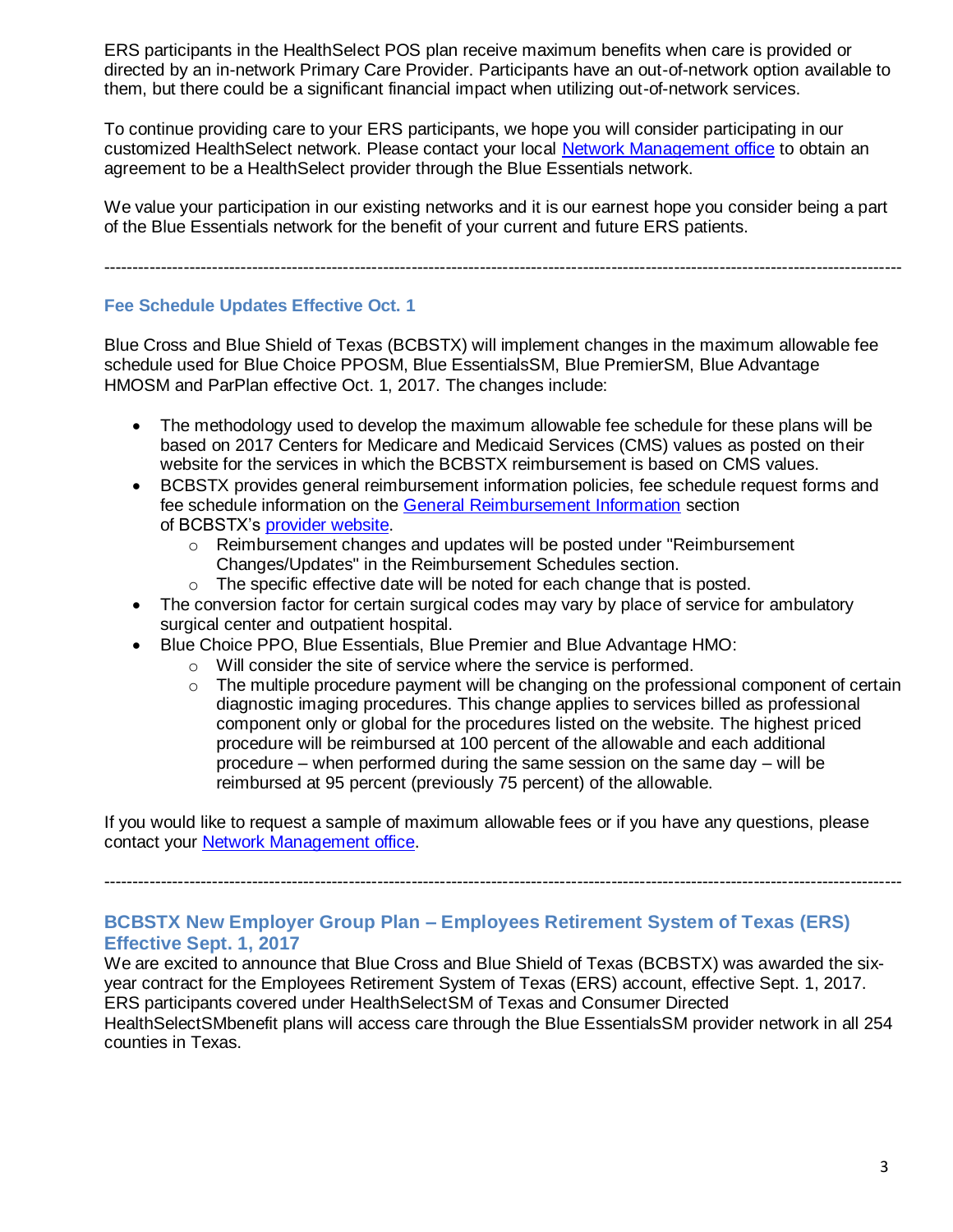ERS participants in the HealthSelect POS plan receive maximum benefits when care is provided or directed by an in-network Primary Care Provider. Participants have an out-of-network option available to them, but there could be a significant financial impact when utilizing out-of-network services.

To continue providing care to your ERS participants, we hope you will consider participating in our customized HealthSelect network. Please contact your local Network Management office to obtain an agreement to be a HealthSelect provider through the Blue Essentials network.

We value your participation in our existing networks and it is our earnest hope you consider being a part of the Blue Essentials network for the benefit of your current and future ERS patients.

---

### Fee Schedule Updates Effective Oct. 1

Blue Cross and Blue Shield of Texas (BCBSTX) will implement changes in the maximum allowable fee schedule used for Blue Choice PPOSM, Blue EssentialsSM, Blue PremierSM, Blue Advantage HMOSM and ParPlan effective Oct. 1, 2017. The changes include:

- The methodology used to develop the maximum allowable fee schedule for these plans will be based on 2017 Centers for Medicare and Medicaid Services (CMS) values as posted on their website for the services in which the BCBSTX reimbursement is based on CMS values.
- BCBSTX provides general reimbursement information policies, fee schedule request forms and fee schedule information on the General Reimbursement Information section of BCBSTX's provider website.
    - Reimbursement changes and updates will be posted under "Reimbursement Changes/Updates" in the Reimbursement Schedules section.
    - The specific effective date will be noted for each change that is posted.
- The conversion factor for certain surgical codes may vary by place of service for ambulatory surgical center and outpatient hospital.
- Blue Choice PPO, Blue Essentials, Blue Premier and Blue Advantage HMO:
    - Will consider the site of service where the service is performed.
    - The multiple procedure payment will be changing on the professional component of certain diagnostic imaging procedures. This change applies to services billed as professional component only or global for the procedures listed on the website. The highest priced procedure will be reimbursed at 100 percent of the allowable and each additional procedure – when performed during the same session on the same day – will be reimbursed at 95 percent (previously 75 percent) of the allowable.

If you would like to request a sample of maximum allowable fees or if you have any questions, please contact your Network Management office.

---

### BCBSTX New Employer Group Plan – Employees Retirement System of Texas (ERS) Effective Sept. 1, 2017

We are excited to announce that Blue Cross and Blue Shield of Texas (BCBSTX) was awarded the six-year contract for the Employees Retirement System of Texas (ERS) account, effective Sept. 1, 2017. ERS participants covered under HealthSelectSM of Texas and Consumer Directed HealthSelectSMbenefit plans will access care through the Blue EssentialsSM provider network in all 254 counties in Texas.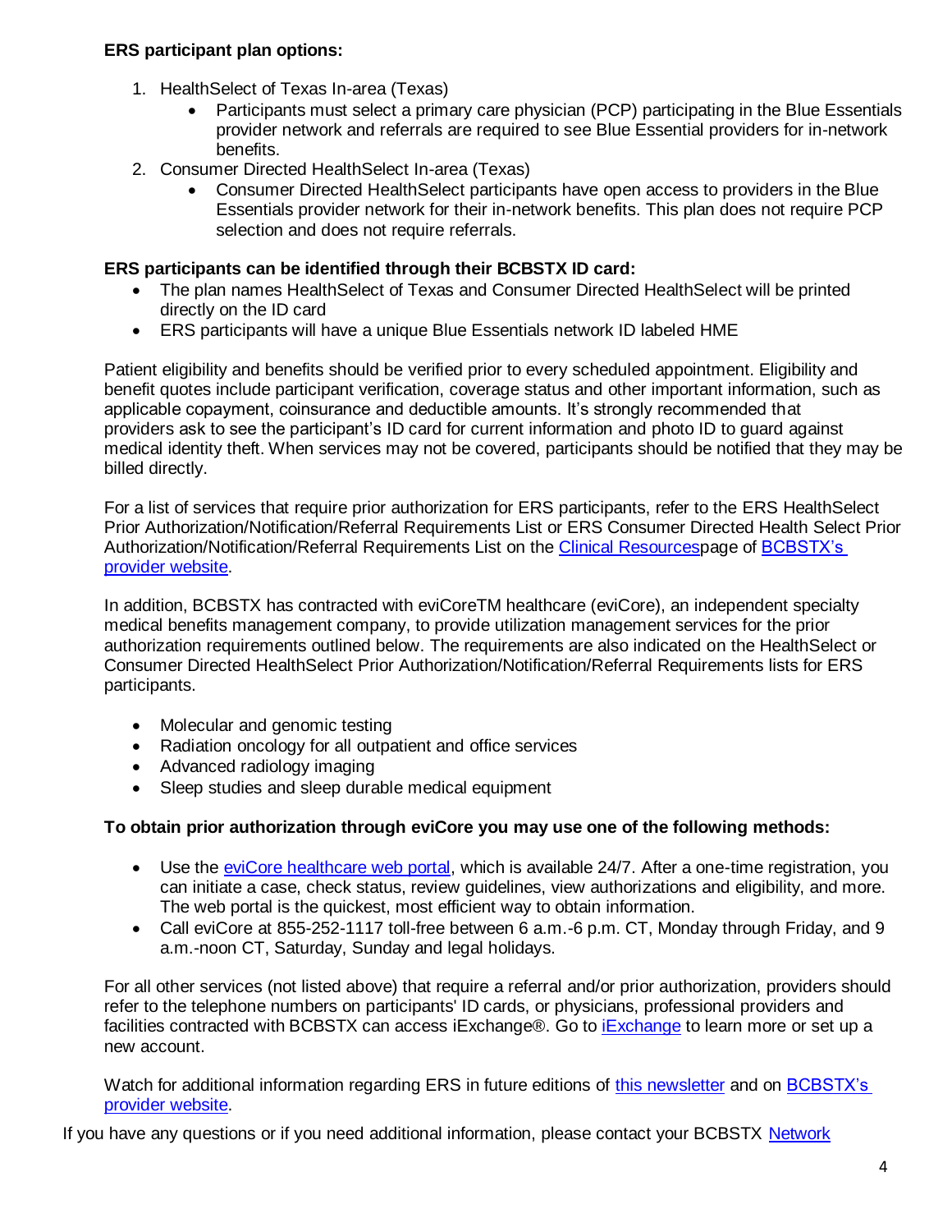**ERS participant plan options:**

1. HealthSelect of Texas In-area (Texas)
   - Participants must select a primary care physician (PCP) participating in the Blue Essentials provider network and referrals are required to see Blue Essential providers for in-network benefits.
2. Consumer Directed HealthSelect In-area (Texas)
   - Consumer Directed HealthSelect participants have open access to providers in the Blue Essentials provider network for their in-network benefits. This plan does not require PCP selection and does not require referrals.

**ERS participants can be identified through their BCBSTX ID card:**

- The plan names HealthSelect of Texas and Consumer Directed HealthSelect will be printed directly on the ID card
- ERS participants will have a unique Blue Essentials network ID labeled HME

Patient eligibility and benefits should be verified prior to every scheduled appointment. Eligibility and benefit quotes include participant verification, coverage status and other important information, such as applicable copayment, coinsurance and deductible amounts. It's strongly recommended that providers ask to see the participant's ID card for current information and photo ID to guard against medical identity theft. When services may not be covered, participants should be notified that they may be billed directly.

For a list of services that require prior authorization for ERS participants, refer to the ERS HealthSelect Prior Authorization/Notification/Referral Requirements List or ERS Consumer Directed Health Select Prior Authorization/Notification/Referral Requirements List on the Clinical Resourcespage of BCBSTX's provider website.

In addition, BCBSTX has contracted with eviCoreTM healthcare (eviCore), an independent specialty medical benefits management company, to provide utilization management services for the prior authorization requirements outlined below. The requirements are also indicated on the HealthSelect or Consumer Directed HealthSelect Prior Authorization/Notification/Referral Requirements lists for ERS participants.

- Molecular and genomic testing
- Radiation oncology for all outpatient and office services
- Advanced radiology imaging
- Sleep studies and sleep durable medical equipment

**To obtain prior authorization through eviCore you may use one of the following methods:**

- Use the eviCore healthcare web portal, which is available 24/7. After a one-time registration, you can initiate a case, check status, review guidelines, view authorizations and eligibility, and more. The web portal is the quickest, most efficient way to obtain information.
- Call eviCore at 855-252-1117 toll-free between 6 a.m.-6 p.m. CT, Monday through Friday, and 9 a.m.-noon CT, Saturday, Sunday and legal holidays.

For all other services (not listed above) that require a referral and/or prior authorization, providers should refer to the telephone numbers on participants' ID cards, or physicians, professional providers and facilities contracted with BCBSTX can access iExchange®. Go to iExchange to learn more or set up a new account.

Watch for additional information regarding ERS in future editions of this newsletter and on BCBSTX's provider website.

If you have any questions or if you need additional information, please contact your BCBSTX Network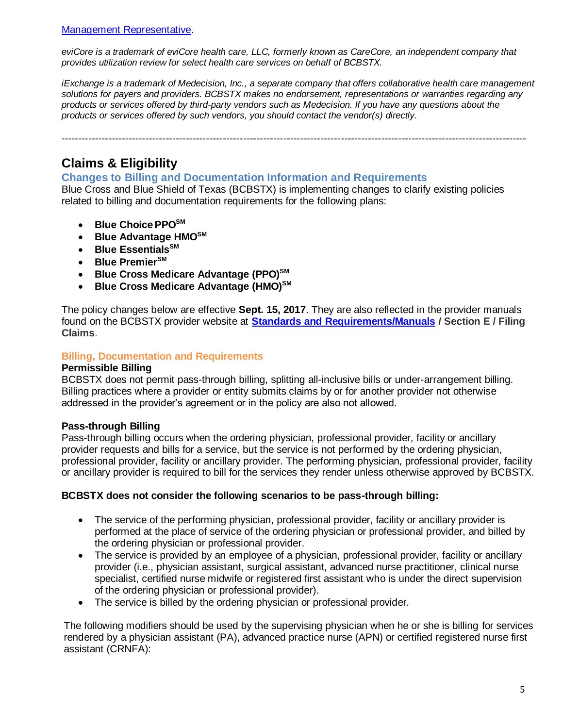[Management Representative](#).

*eviCore is a trademark of eviCore health care, LLC, formerly known as CareCore, an independent company that provides utilization review for select health care services on behalf of BCBSTX.*

*iExchange is a trademark of Medecision, Inc., a separate company that offers collaborative health care management solutions for payers and providers. BCBSTX makes no endorsement, representations or warranties regarding any products or services offered by third-party vendors such as Medecision. If you have any questions about the products or services offered by such vendors, you should contact the vendor(s) directly.*

---

## Claims & Eligibility

### Changes to Billing and Documentation Information and Requirements

Blue Cross and Blue Shield of Texas (BCBSTX) is implementing changes to clarify existing policies related to billing and documentation requirements for the following plans:

- **Blue Choice PPO℠**
- **Blue Advantage HMO℠**
- **Blue Essentials℠**
- **Blue Premier℠**
- **Blue Cross Medicare Advantage (PPO)℠**
- **Blue Cross Medicare Advantage (HMO)℠**

The policy changes below are effective **Sept. 15, 2017**. They are also reflected in the provider manuals found on the BCBSTX provider website at **[Standards and Requirements/Manuals](#) / Section E / Filing Claims**.

#### Billing, Documentation and Requirements

**Permissible Billing**

BCBSTX does not permit pass-through billing, splitting all-inclusive bills or under-arrangement billing. Billing practices where a provider or entity submits claims by or for another provider not otherwise addressed in the provider's agreement or in the policy are also not allowed.

**Pass-through Billing**

Pass-through billing occurs when the ordering physician, professional provider, facility or ancillary provider requests and bills for a service, but the service is not performed by the ordering physician, professional provider, facility or ancillary provider. The performing physician, professional provider, facility or ancillary provider is required to bill for the services they render unless otherwise approved by BCBSTX.

**BCBSTX does not consider the following scenarios to be pass-through billing:**

- The service of the performing physician, professional provider, facility or ancillary provider is performed at the place of service of the ordering physician or professional provider, and billed by the ordering physician or professional provider.
- The service is provided by an employee of a physician, professional provider, facility or ancillary provider (i.e., physician assistant, surgical assistant, advanced nurse practitioner, clinical nurse specialist, certified nurse midwife or registered first assistant who is under the direct supervision of the ordering physician or professional provider).
- The service is billed by the ordering physician or professional provider.

The following modifiers should be used by the supervising physician when he or she is billing for services rendered by a physician assistant (PA), advanced practice nurse (APN) or certified registered nurse first assistant (CRNFA):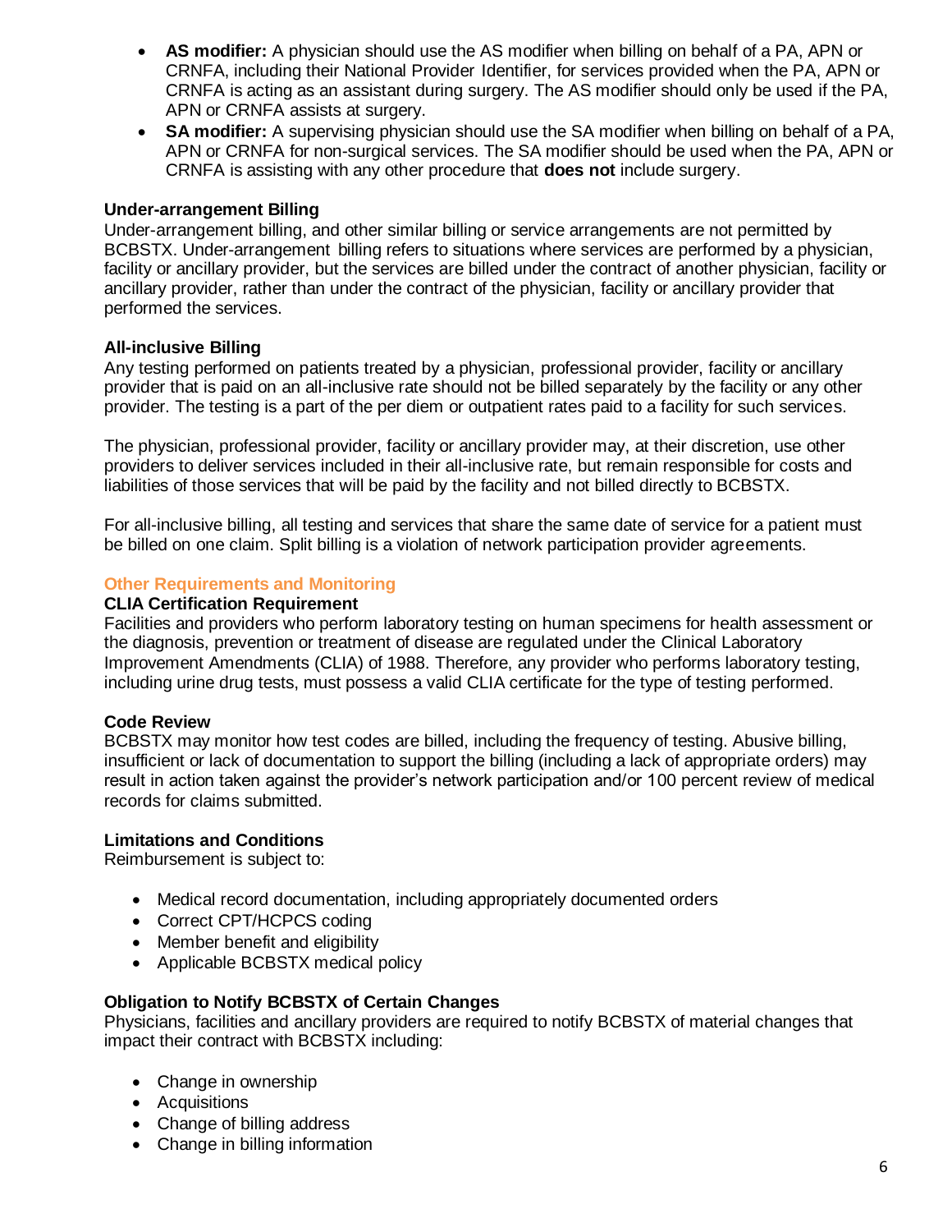- **AS modifier:** A physician should use the AS modifier when billing on behalf of a PA, APN or CRNFA, including their National Provider Identifier, for services provided when the PA, APN or CRNFA is acting as an assistant during surgery. The AS modifier should only be used if the PA, APN or CRNFA assists at surgery.
- **SA modifier:** A supervising physician should use the SA modifier when billing on behalf of a PA, APN or CRNFA for non-surgical services. The SA modifier should be used when the PA, APN or CRNFA is assisting with any other procedure that **does not** include surgery.

**Under-arrangement Billing**

Under-arrangement billing, and other similar billing or service arrangements are not permitted by BCBSTX. Under-arrangement billing refers to situations where services are performed by a physician, facility or ancillary provider, but the services are billed under the contract of another physician, facility or ancillary provider, rather than under the contract of the physician, facility or ancillary provider that performed the services.

**All-inclusive Billing**

Any testing performed on patients treated by a physician, professional provider, facility or ancillary provider that is paid on an all-inclusive rate should not be billed separately by the facility or any other provider. The testing is a part of the per diem or outpatient rates paid to a facility for such services.

The physician, professional provider, facility or ancillary provider may, at their discretion, use other providers to deliver services included in their all-inclusive rate, but remain responsible for costs and liabilities of those services that will be paid by the facility and not billed directly to BCBSTX.

For all-inclusive billing, all testing and services that share the same date of service for a patient must be billed on one claim. Split billing is a violation of network participation provider agreements.

## Other Requirements and Monitoring

**CLIA Certification Requirement**

Facilities and providers who perform laboratory testing on human specimens for health assessment or the diagnosis, prevention or treatment of disease are regulated under the Clinical Laboratory Improvement Amendments (CLIA) of 1988. Therefore, any provider who performs laboratory testing, including urine drug tests, must possess a valid CLIA certificate for the type of testing performed.

**Code Review**

BCBSTX may monitor how test codes are billed, including the frequency of testing. Abusive billing, insufficient or lack of documentation to support the billing (including a lack of appropriate orders) may result in action taken against the provider's network participation and/or 100 percent review of medical records for claims submitted.

**Limitations and Conditions**

Reimbursement is subject to:

- Medical record documentation, including appropriately documented orders
- Correct CPT/HCPCS coding
- Member benefit and eligibility
- Applicable BCBSTX medical policy

**Obligation to Notify BCBSTX of Certain Changes**

Physicians, facilities and ancillary providers are required to notify BCBSTX of material changes that impact their contract with BCBSTX including:

- Change in ownership
- Acquisitions
- Change of billing address
- Change in billing information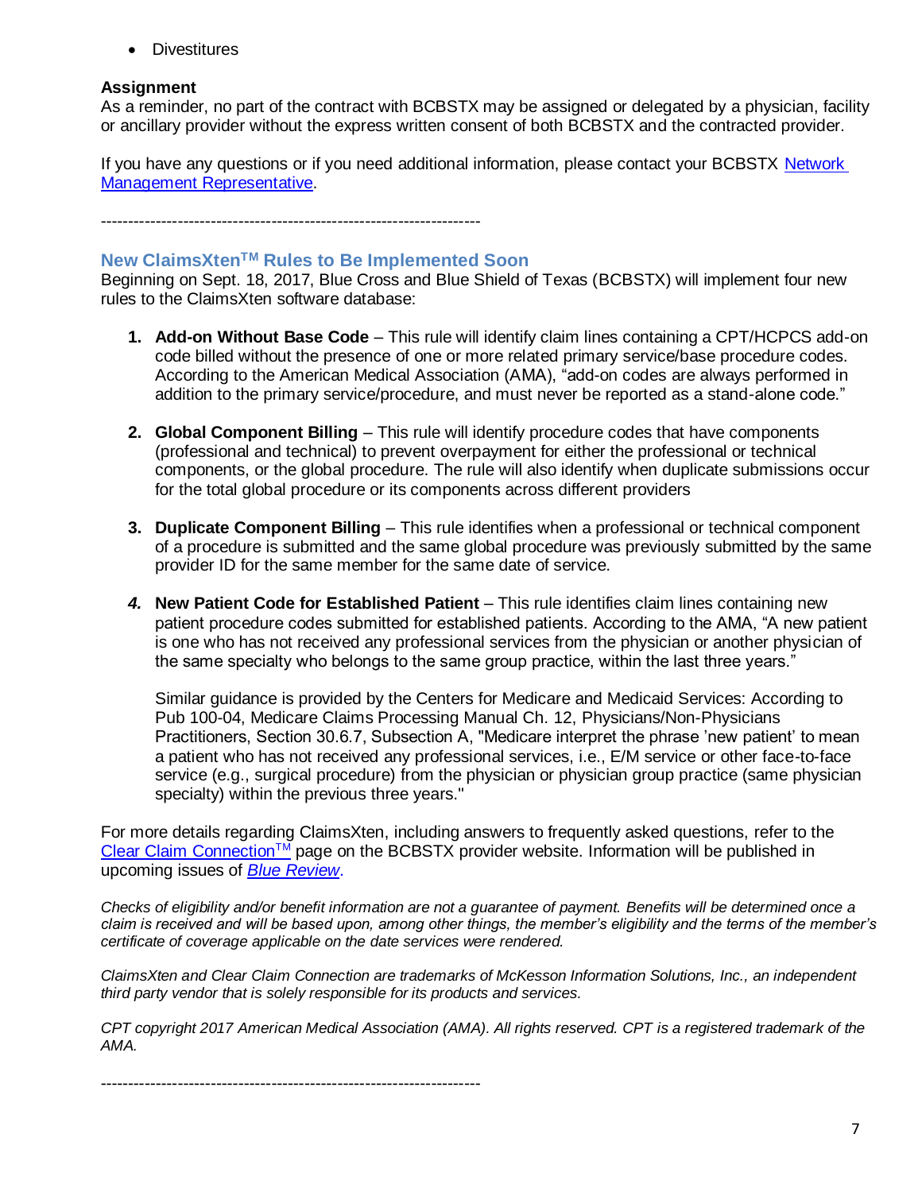- Divestitures

**Assignment**
As a reminder, no part of the contract with BCBSTX may be assigned or delegated by a physician, facility or ancillary provider without the express written consent of both BCBSTX and the contracted provider.

If you have any questions or if you need additional information, please contact your BCBSTX [Network Management Representative](#).

---------------------------------------------------------------------

## New ClaimsXten™ Rules to Be Implemented Soon

Beginning on Sept. 18, 2017, Blue Cross and Blue Shield of Texas (BCBSTX) will implement four new rules to the ClaimsXten software database:

1. **Add-on Without Base Code** – This rule will identify claim lines containing a CPT/HCPCS add-on code billed without the presence of one or more related primary service/base procedure codes. According to the American Medical Association (AMA), "add-on codes are always performed in addition to the primary service/procedure, and must never be reported as a stand-alone code."

2. **Global Component Billing** – This rule will identify procedure codes that have components (professional and technical) to prevent overpayment for either the professional or technical components, or the global procedure. The rule will also identify when duplicate submissions occur for the total global procedure or its components across different providers

3. **Duplicate Component Billing** – This rule identifies when a professional or technical component of a procedure is submitted and the same global procedure was previously submitted by the same provider ID for the same member for the same date of service.

4. **New Patient Code for Established Patient** – This rule identifies claim lines containing new patient procedure codes submitted for established patients. According to the AMA, "A new patient is one who has not received any professional services from the physician or another physician of the same specialty who belongs to the same group practice, within the last three years."

   Similar guidance is provided by the Centers for Medicare and Medicaid Services: According to Pub 100-04, Medicare Claims Processing Manual Ch. 12, Physicians/Non-Physicians Practitioners, Section 30.6.7, Subsection A, "Medicare interpret the phrase 'new patient' to mean a patient who has not received any professional services, i.e., E/M service or other face-to-face service (e.g., surgical procedure) from the physician or physician group practice (same physician specialty) within the previous three years."

For more details regarding ClaimsXten, including answers to frequently asked questions, refer to the [Clear Claim Connection™](#) page on the BCBSTX provider website. Information will be published in upcoming issues of [*Blue Review*](#).

*Checks of eligibility and/or benefit information are not a guarantee of payment. Benefits will be determined once a claim is received and will be based upon, among other things, the member's eligibility and the terms of the member's certificate of coverage applicable on the date services were rendered.*

*ClaimsXten and Clear Claim Connection are trademarks of McKesson Information Solutions, Inc., an independent third party vendor that is solely responsible for its products and services.*

*CPT copyright 2017 American Medical Association (AMA). All rights reserved. CPT is a registered trademark of the AMA.*

---------------------------------------------------------------------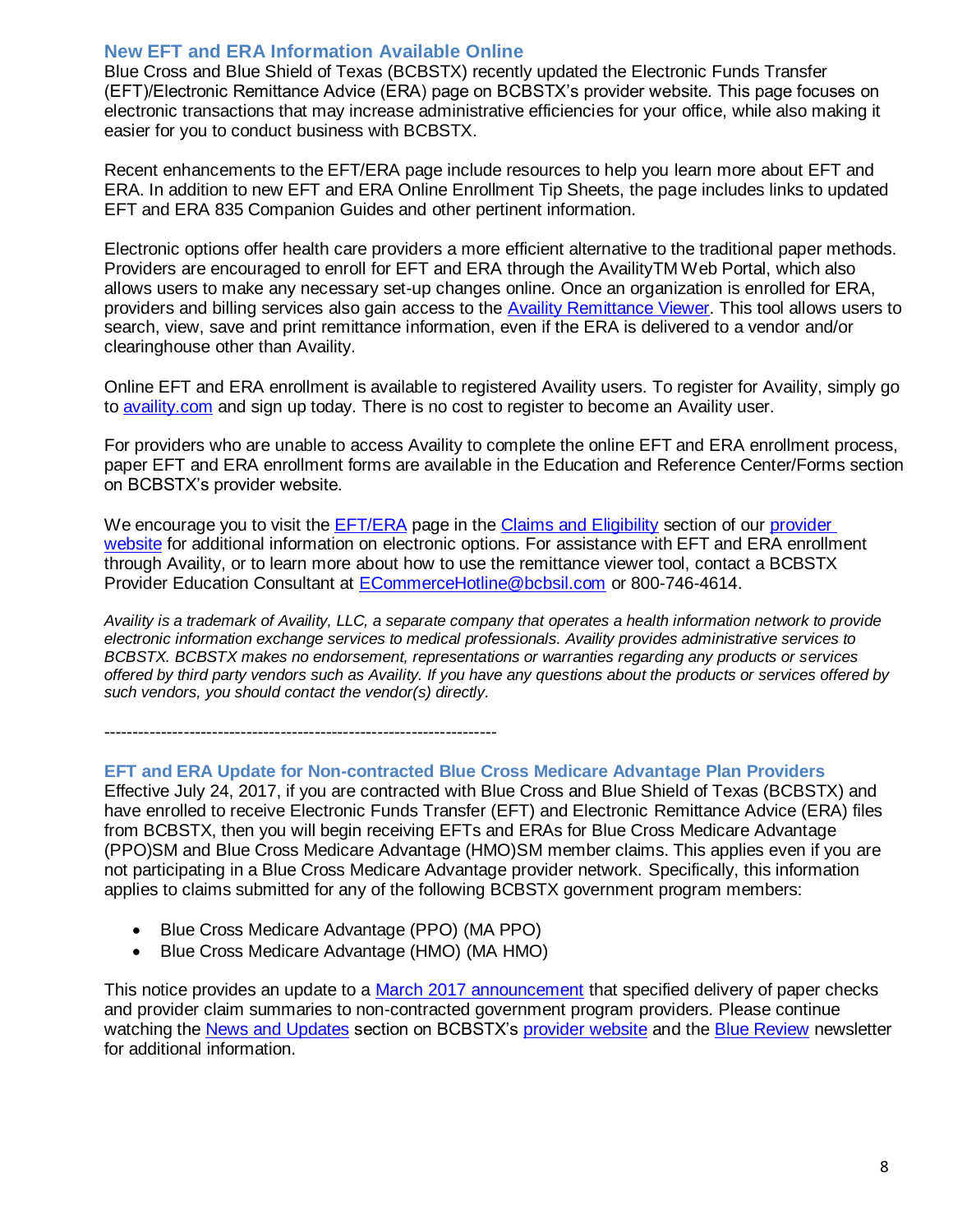## New EFT and ERA Information Available Online

Blue Cross and Blue Shield of Texas (BCBSTX) recently updated the Electronic Funds Transfer (EFT)/Electronic Remittance Advice (ERA) page on BCBSTX's provider website. This page focuses on electronic transactions that may increase administrative efficiencies for your office, while also making it easier for you to conduct business with BCBSTX.

Recent enhancements to the EFT/ERA page include resources to help you learn more about EFT and ERA. In addition to new EFT and ERA Online Enrollment Tip Sheets, the page includes links to updated EFT and ERA 835 Companion Guides and other pertinent information.

Electronic options offer health care providers a more efficient alternative to the traditional paper methods. Providers are encouraged to enroll for EFT and ERA through the AvailityTM Web Portal, which also allows users to make any necessary set-up changes online. Once an organization is enrolled for ERA, providers and billing services also gain access to the Availity Remittance Viewer. This tool allows users to search, view, save and print remittance information, even if the ERA is delivered to a vendor and/or clearinghouse other than Availity.

Online EFT and ERA enrollment is available to registered Availity users. To register for Availity, simply go to availity.com and sign up today. There is no cost to register to become an Availity user.

For providers who are unable to access Availity to complete the online EFT and ERA enrollment process, paper EFT and ERA enrollment forms are available in the Education and Reference Center/Forms section on BCBSTX's provider website.

We encourage you to visit the EFT/ERA page in the Claims and Eligibility section of our provider website for additional information on electronic options. For assistance with EFT and ERA enrollment through Availity, or to learn more about how to use the remittance viewer tool, contact a BCBSTX Provider Education Consultant at ECommerceHotline@bcbsil.com or 800-746-4614.

*Availity is a trademark of Availity, LLC, a separate company that operates a health information network to provide electronic information exchange services to medical professionals. Availity provides administrative services to BCBSTX. BCBSTX makes no endorsement, representations or warranties regarding any products or services offered by third party vendors such as Availity. If you have any questions about the products or services offered by such vendors, you should contact the vendor(s) directly.*

---------------------------------------------------------------------

## EFT and ERA Update for Non-contracted Blue Cross Medicare Advantage Plan Providers

Effective July 24, 2017, if you are contracted with Blue Cross and Blue Shield of Texas (BCBSTX) and have enrolled to receive Electronic Funds Transfer (EFT) and Electronic Remittance Advice (ERA) files from BCBSTX, then you will begin receiving EFTs and ERAs for Blue Cross Medicare Advantage (PPO)SM and Blue Cross Medicare Advantage (HMO)SM member claims. This applies even if you are not participating in a Blue Cross Medicare Advantage provider network. Specifically, this information applies to claims submitted for any of the following BCBSTX government program members:

- Blue Cross Medicare Advantage (PPO) (MA PPO)
- Blue Cross Medicare Advantage (HMO) (MA HMO)

This notice provides an update to a March 2017 announcement that specified delivery of paper checks and provider claim summaries to non-contracted government program providers. Please continue watching the News and Updates section on BCBSTX's provider website and the Blue Review newsletter for additional information.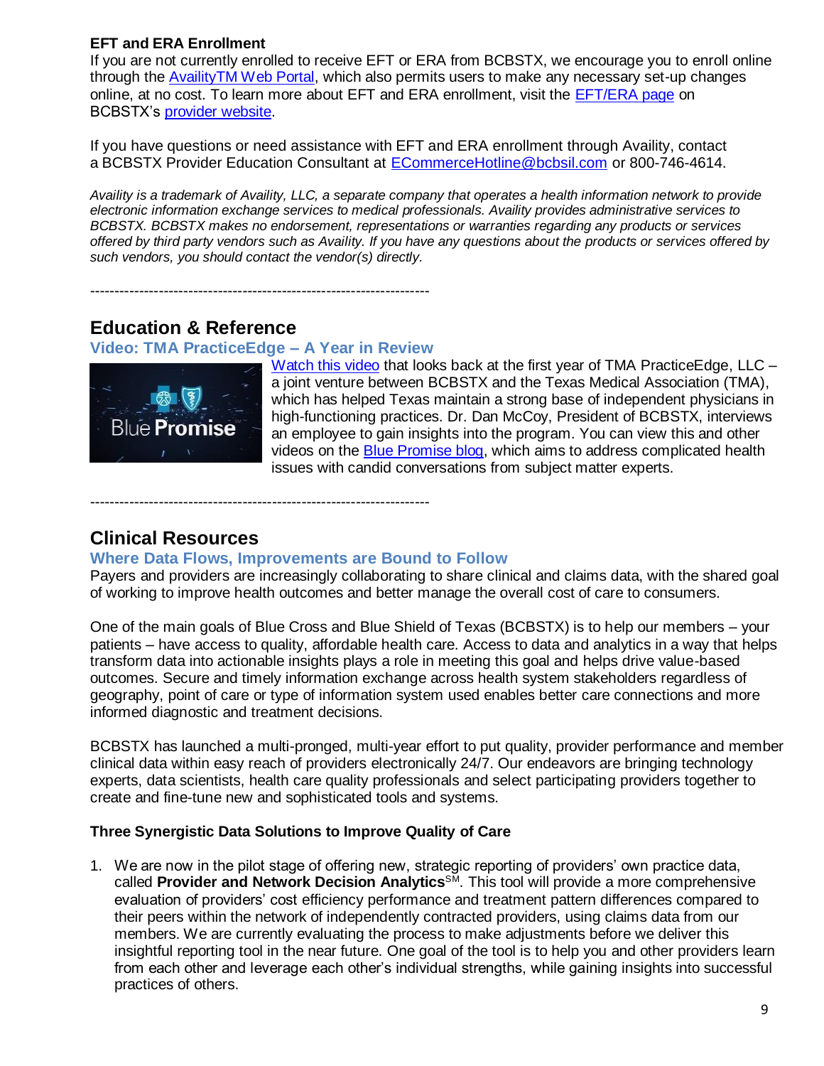**EFT and ERA Enrollment**

If you are not currently enrolled to receive EFT or ERA from BCBSTX, we encourage you to enroll online through the AvailityTM Web Portal, which also permits users to make any necessary set-up changes online, at no cost. To learn more about EFT and ERA enrollment, visit the EFT/ERA page on BCBSTX's provider website.

If you have questions or need assistance with EFT and ERA enrollment through Availity, contact a BCBSTX Provider Education Consultant at ECommerceHotline@bcbsil.com or 800-746-4614.

*Availity is a trademark of Availity, LLC, a separate company that operates a health information network to provide electronic information exchange services to medical professionals. Availity provides administrative services to BCBSTX. BCBSTX makes no endorsement, representations or warranties regarding any products or services offered by third party vendors such as Availity. If you have any questions about the products or services offered by such vendors, you should contact the vendor(s) directly.*

--------------------------------------------------------------------

## Education & Reference

### Video: TMA PracticeEdge – A Year in Review

Blue Promise

Watch this video that looks back at the first year of TMA PracticeEdge, LLC – a joint venture between BCBSTX and the Texas Medical Association (TMA), which has helped Texas maintain a strong base of independent physicians in high-functioning practices. Dr. Dan McCoy, President of BCBSTX, interviews an employee to gain insights into the program. You can view this and other videos on the Blue Promise blog, which aims to address complicated health issues with candid conversations from subject matter experts.

--------------------------------------------------------------------

## Clinical Resources

### Where Data Flows, Improvements are Bound to Follow

Payers and providers are increasingly collaborating to share clinical and claims data, with the shared goal of working to improve health outcomes and better manage the overall cost of care to consumers.

One of the main goals of Blue Cross and Blue Shield of Texas (BCBSTX) is to help our members – your patients – have access to quality, affordable health care. Access to data and analytics in a way that helps transform data into actionable insights plays a role in meeting this goal and helps drive value-based outcomes. Secure and timely information exchange across health system stakeholders regardless of geography, point of care or type of information system used enables better care connections and more informed diagnostic and treatment decisions.

BCBSTX has launched a multi-pronged, multi-year effort to put quality, provider performance and member clinical data within easy reach of providers electronically 24/7. Our endeavors are bringing technology experts, data scientists, health care quality professionals and select participating providers together to create and fine-tune new and sophisticated tools and systems.

**Three Synergistic Data Solutions to Improve Quality of Care**

1. We are now in the pilot stage of offering new, strategic reporting of providers' own practice data, called **Provider and Network Decision Analytics**SM. This tool will provide a more comprehensive evaluation of providers' cost efficiency performance and treatment pattern differences compared to their peers within the network of independently contracted providers, using claims data from our members. We are currently evaluating the process to make adjustments before we deliver this insightful reporting tool in the near future. One goal of the tool is to help you and other providers learn from each other and leverage each other's individual strengths, while gaining insights into successful practices of others.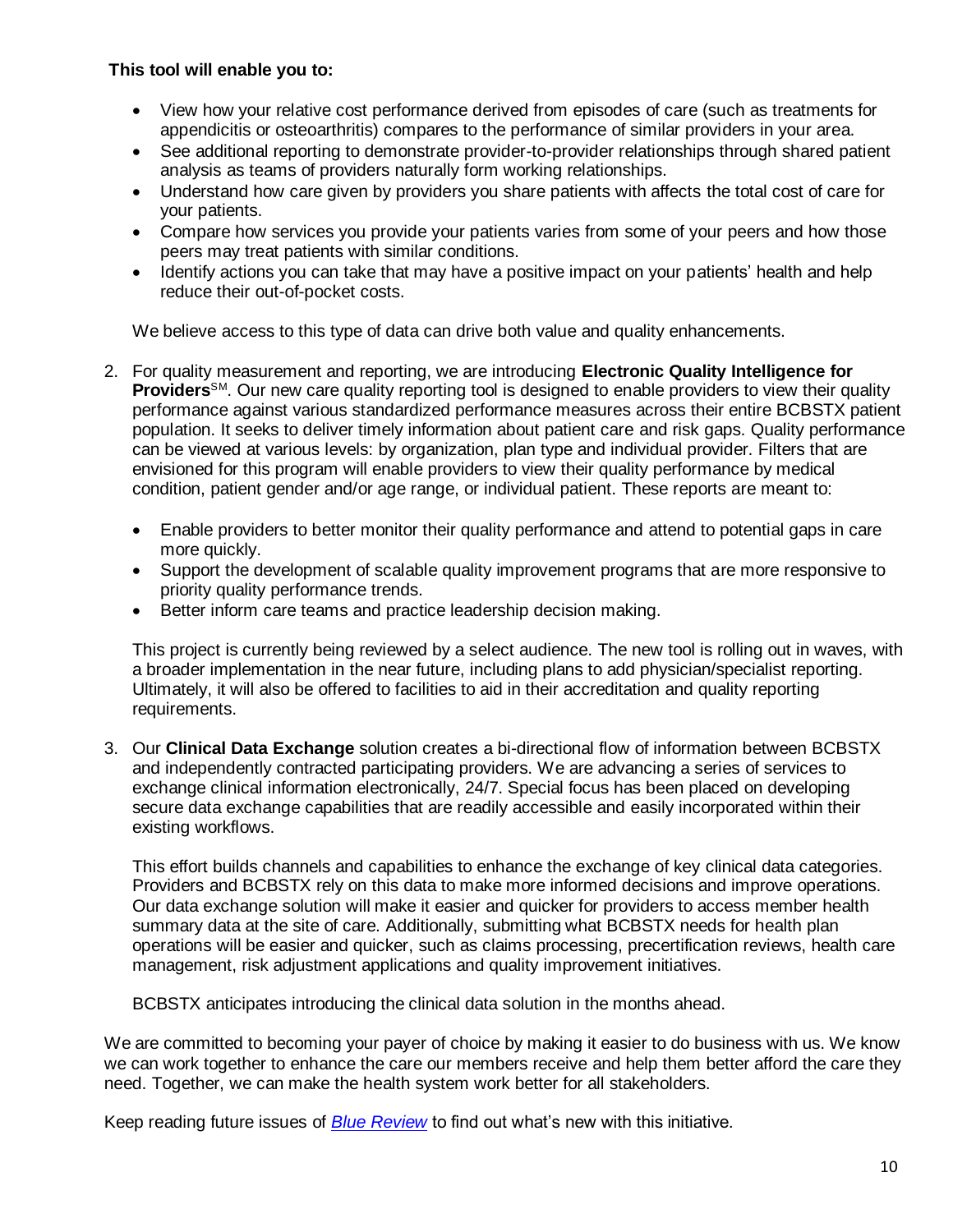**This tool will enable you to:**

- View how your relative cost performance derived from episodes of care (such as treatments for appendicitis or osteoarthritis) compares to the performance of similar providers in your area.
- See additional reporting to demonstrate provider-to-provider relationships through shared patient analysis as teams of providers naturally form working relationships.
- Understand how care given by providers you share patients with affects the total cost of care for your patients.
- Compare how services you provide your patients varies from some of your peers and how those peers may treat patients with similar conditions.
- Identify actions you can take that may have a positive impact on your patients' health and help reduce their out-of-pocket costs.

We believe access to this type of data can drive both value and quality enhancements.

2. For quality measurement and reporting, we are introducing **Electronic Quality Intelligence for Providers**SM. Our new care quality reporting tool is designed to enable providers to view their quality performance against various standardized performance measures across their entire BCBSTX patient population. It seeks to deliver timely information about patient care and risk gaps. Quality performance can be viewed at various levels: by organization, plan type and individual provider. Filters that are envisioned for this program will enable providers to view their quality performance by medical condition, patient gender and/or age range, or individual patient. These reports are meant to:

   - Enable providers to better monitor their quality performance and attend to potential gaps in care more quickly.
   - Support the development of scalable quality improvement programs that are more responsive to priority quality performance trends.
   - Better inform care teams and practice leadership decision making.

   This project is currently being reviewed by a select audience. The new tool is rolling out in waves, with a broader implementation in the near future, including plans to add physician/specialist reporting. Ultimately, it will also be offered to facilities to aid in their accreditation and quality reporting requirements.

3. Our **Clinical Data Exchange** solution creates a bi-directional flow of information between BCBSTX and independently contracted participating providers. We are advancing a series of services to exchange clinical information electronically, 24/7. Special focus has been placed on developing secure data exchange capabilities that are readily accessible and easily incorporated within their existing workflows.

   This effort builds channels and capabilities to enhance the exchange of key clinical data categories. Providers and BCBSTX rely on this data to make more informed decisions and improve operations. Our data exchange solution will make it easier and quicker for providers to access member health summary data at the site of care. Additionally, submitting what BCBSTX needs for health plan operations will be easier and quicker, such as claims processing, precertification reviews, health care management, risk adjustment applications and quality improvement initiatives.

   BCBSTX anticipates introducing the clinical data solution in the months ahead.

We are committed to becoming your payer of choice by making it easier to do business with us. We know we can work together to enhance the care our members receive and help them better afford the care they need. Together, we can make the health system work better for all stakeholders.

Keep reading future issues of *Blue Review* to find out what's new with this initiative.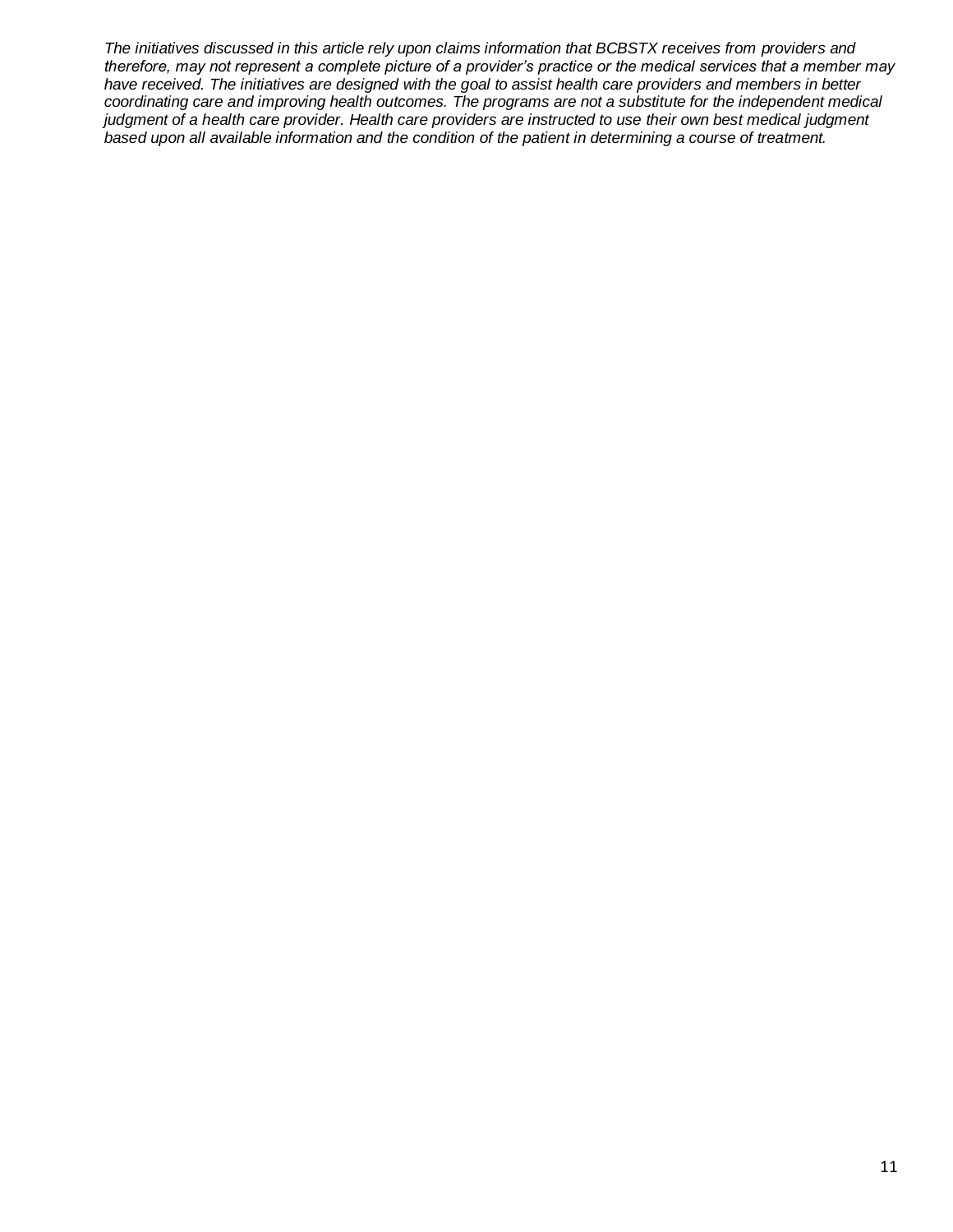*The initiatives discussed in this article rely upon claims information that BCBSTX receives from providers and therefore, may not represent a complete picture of a provider's practice or the medical services that a member may have received. The initiatives are designed with the goal to assist health care providers and members in better coordinating care and improving health outcomes. The programs are not a substitute for the independent medical judgment of a health care provider. Health care providers are instructed to use their own best medical judgment based upon all available information and the condition of the patient in determining a course of treatment.*